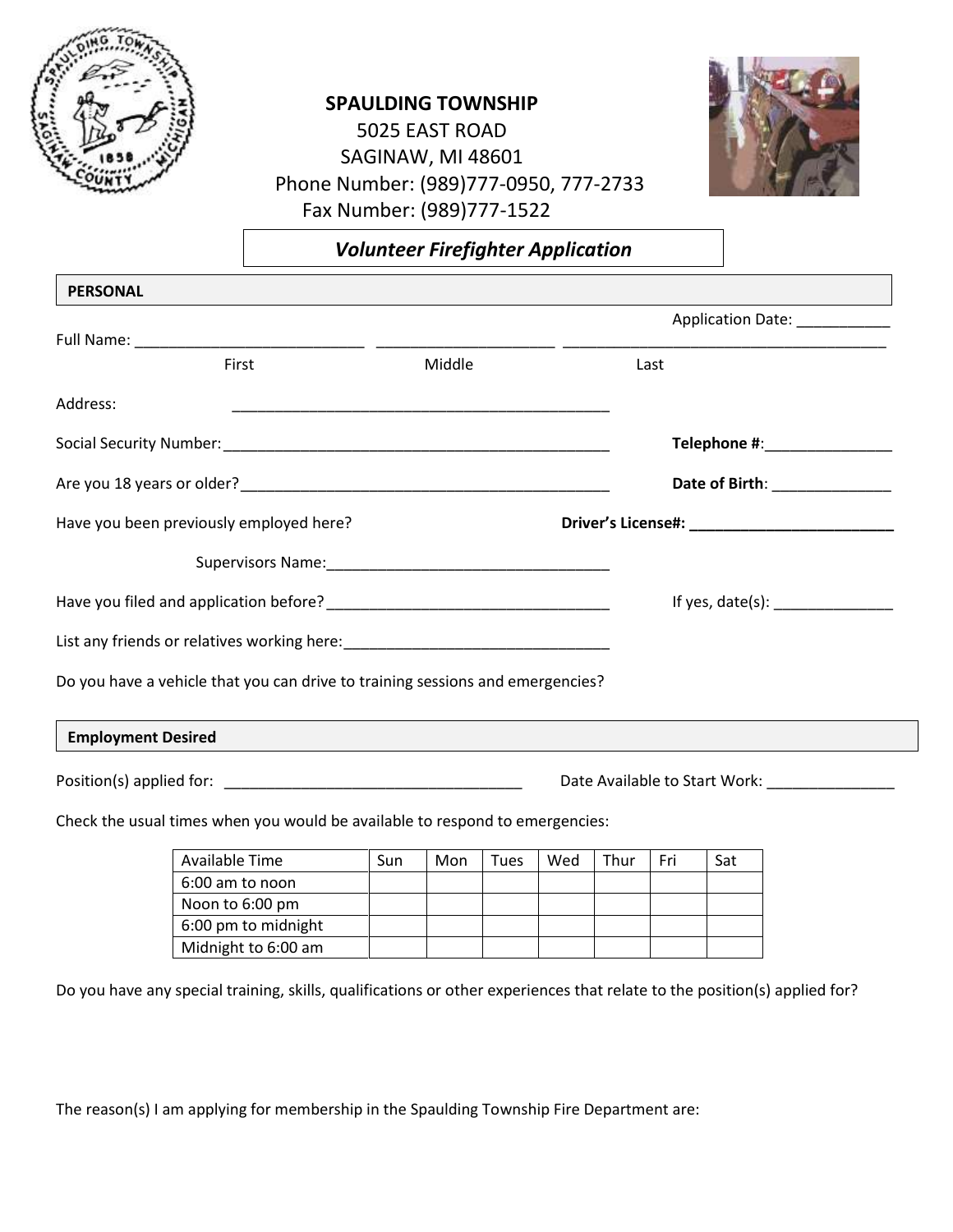**SPAULDING TOWNSHIP**
5025 EAST ROAD
SAGINAW, MI 48601
Phone Number: (989)777-0950, 777-2733
Fax Number: (989)777-1522

## *Volunteer Firefighter Application*

### PERSONAL

Application Date: ___________

Full Name: ____________________________ _____________________ _______________________________________
First Middle Last

Address: ______________________________________________

Social Security Number:________________________________________________ **Telephone #**:_______________

Are you 18 years or older?_____________________________________________ **Date of Birth**: ______________

Have you been previously employed here? **Driver's License#: _________________________**

Supervisors Name:__________________________________

Have you filed and application before? __________________________________ If yes, date(s): ______________

List any friends or relatives working here:________________________________

Do you have a vehicle that you can drive to training sessions and emergencies?

### Employment Desired

Position(s) applied for: ___________________________________ Date Available to Start Work: _______________

Check the usual times when you would be available to respond to emergencies:

| Available Time | Sun | Mon | Tues | Wed | Thur | Fri | Sat |
|---|---|---|---|---|---|---|---|
| 6:00 am to noon | | | | | | | |
| Noon to 6:00 pm | | | | | | | |
| 6:00 pm to midnight | | | | | | | |
| Midnight to 6:00 am | | | | | | | |

Do you have any special training, skills, qualifications or other experiences that relate to the position(s) applied for?

The reason(s) I am applying for membership in the Spaulding Township Fire Department are: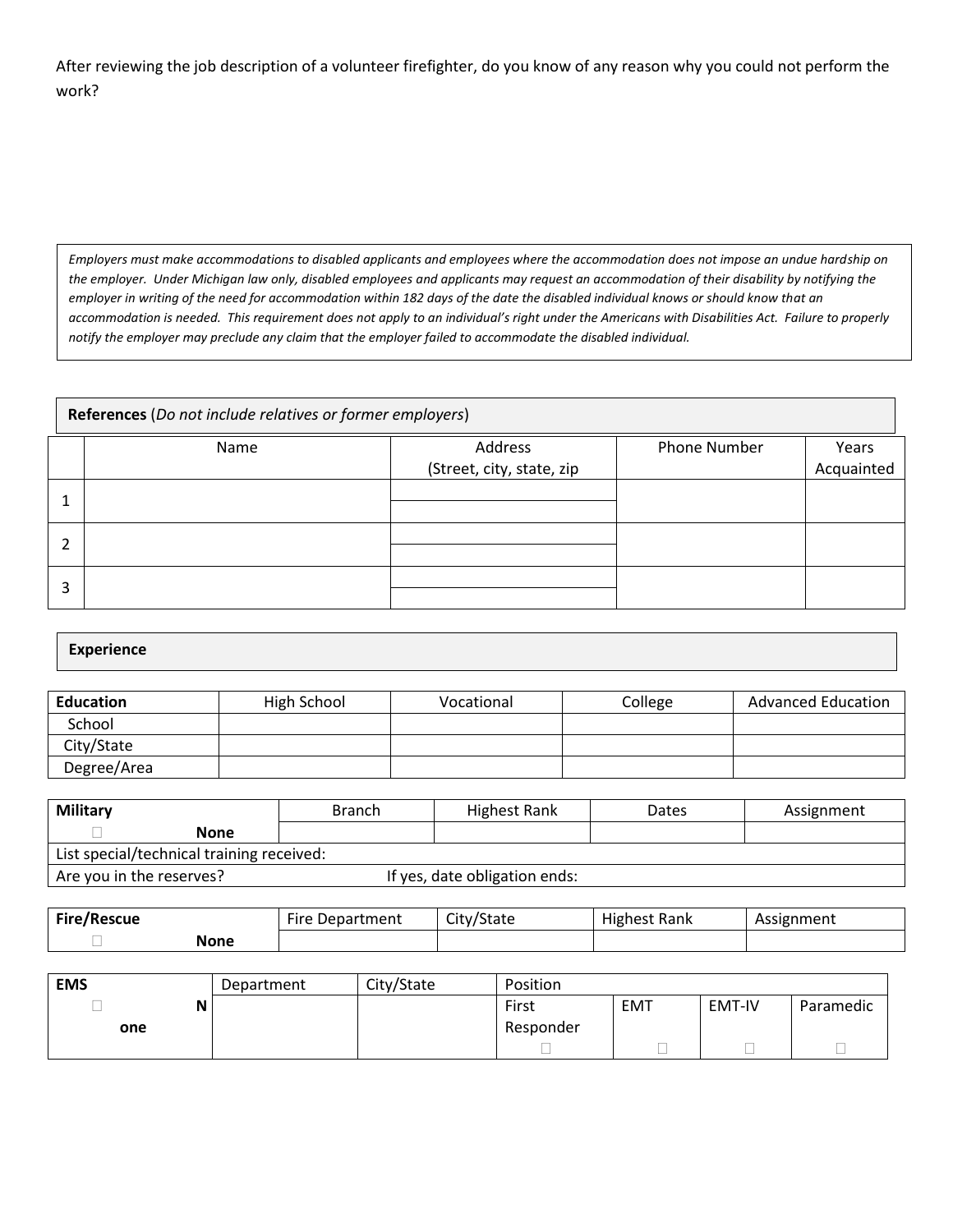After reviewing the job description of a volunteer firefighter, do you know of any reason why you could not perform the work?

*Employers must make accommodations to disabled applicants and employees where the accommodation does not impose an undue hardship on the employer. Under Michigan law only, disabled employees and applicants may request an accommodation of their disability by notifying the employer in writing of the need for accommodation within 182 days of the date the disabled individual knows or should know that an accommodation is needed. This requirement does not apply to an individual's right under the Americans with Disabilities Act. Failure to properly notify the employer may preclude any claim that the employer failed to accommodate the disabled individual.*

**References** (*Do not include relatives or former employers*)

| | Name | Address (Street, city, state, zip | Phone Number | Years Acquainted |
|---|---|---|---|---|
| 1 | | | | |
| 2 | | | | |
| 3 | | | | |

**Experience**

| **Education** | High School | Vocational | College | Advanced Education |
|---|---|---|---|---|
| School | | | | |
| City/State | | | | |
| Degree/Area | | | | |

| **Military** | Branch | Highest Rank | Dates | Assignment |
|---|---|---|---|---|
| ☐ **None** | | | | |
| List special/technical training received: | | | | |
| Are you in the reserves? | If yes, date obligation ends: | | | |

| **Fire/Rescue** | Fire Department | City/State | Highest Rank | Assignment |
|---|---|---|---|---|
| ☐ **None** | | | | |

| **EMS** | Department | City/State | Position | | | |
|---|---|---|---|---|---|---|
| ☐ **None** | | | First Responder ☐ | EMT ☐ | EMT-IV ☐ | Paramedic ☐ |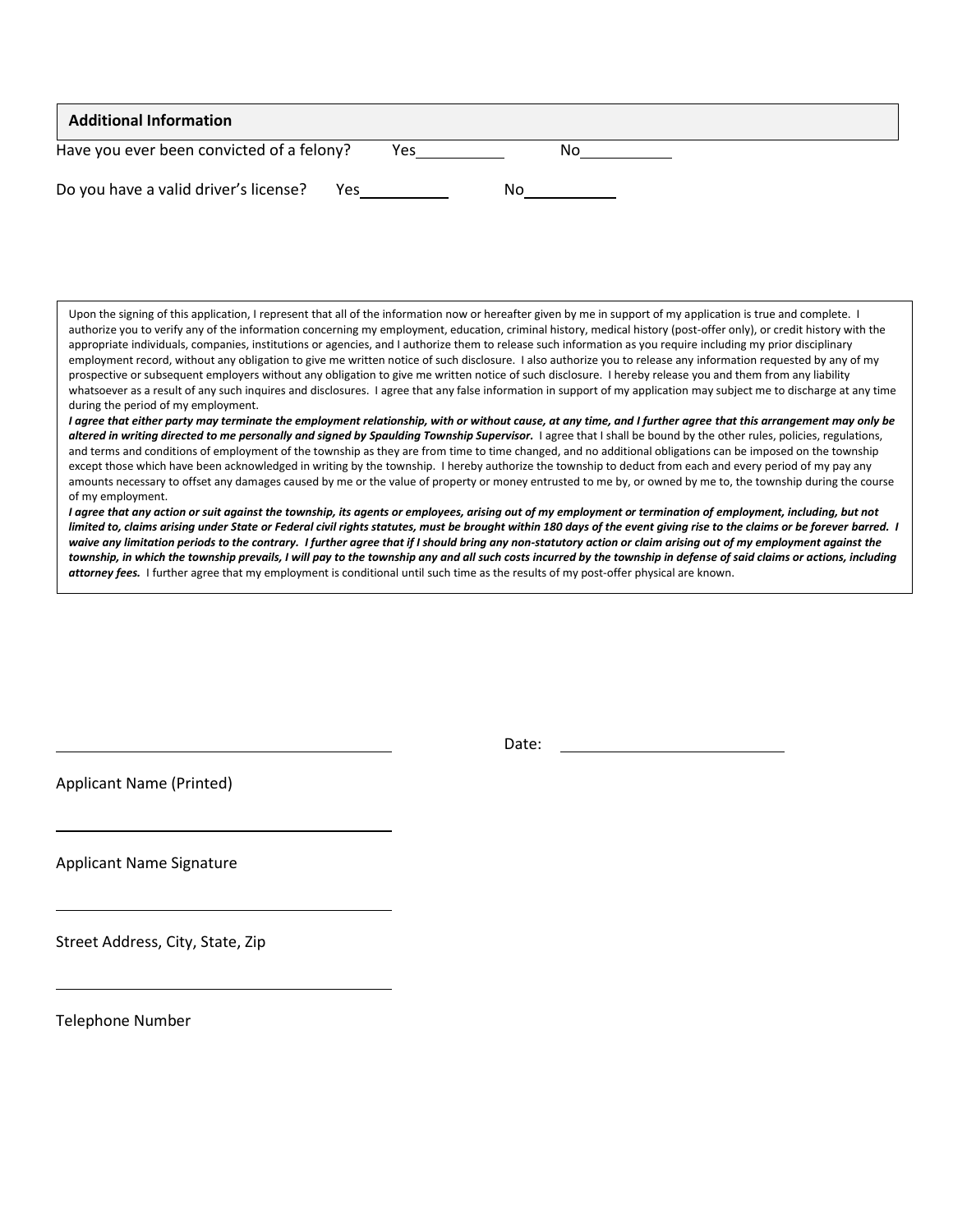## Additional Information

Have you ever been convicted of a felony? Yes\_\_\_\_\_\_\_\_\_\_ No\_\_\_\_\_\_\_\_\_\_

Do you have a valid driver's license? Yes\_\_\_\_\_\_\_\_\_\_ No\_\_\_\_\_\_\_\_\_\_

Upon the signing of this application, I represent that all of the information now or hereafter given by me in support of my application is true and complete. I authorize you to verify any of the information concerning my employment, education, criminal history, medical history (post-offer only), or credit history with the appropriate individuals, companies, institutions or agencies, and I authorize them to release such information as you require including my prior disciplinary employment record, without any obligation to give me written notice of such disclosure. I also authorize you to release any information requested by any of my prospective or subsequent employers without any obligation to give me written notice of such disclosure. I hereby release you and them from any liability whatsoever as a result of any such inquires and disclosures. I agree that any false information in support of my application may subject me to discharge at any time during the period of my employment.

***I agree that either party may terminate the employment relationship, with or without cause, at any time, and I further agree that this arrangement may only be altered in writing directed to me personally and signed by Spaulding Township Supervisor.*** I agree that I shall be bound by the other rules, policies, regulations, and terms and conditions of employment of the township as they are from time to time changed, and no additional obligations can be imposed on the township except those which have been acknowledged in writing by the township. I hereby authorize the township to deduct from each and every period of my pay any amounts necessary to offset any damages caused by me or the value of property or money entrusted to me by, or owned by me to, the township during the course of my employment.

***I agree that any action or suit against the township, its agents or employees, arising out of my employment or termination of employment, including, but not limited to, claims arising under State or Federal civil rights statutes, must be brought within 180 days of the event giving rise to the claims or be forever barred. I waive any limitation periods to the contrary. I further agree that if I should bring any non-statutory action or claim arising out of my employment against the township, in which the township prevails, I will pay to the township any and all such costs incurred by the township in defense of said claims or actions, including attorney fees.*** I further agree that my employment is conditional until such time as the results of my post-offer physical are known.

\_\_\_\_\_\_\_\_\_\_\_\_\_\_\_\_\_\_\_\_\_\_\_\_\_\_\_\_\_\_\_\_\_\_\_\_ Date: \_\_\_\_\_\_\_\_\_\_\_\_\_\_\_\_\_\_\_\_\_\_\_\_

Applicant Name (Printed)

\_\_\_\_\_\_\_\_\_\_\_\_\_\_\_\_\_\_\_\_\_\_\_\_\_\_\_\_\_\_\_\_\_\_\_\_

Applicant Name Signature

\_\_\_\_\_\_\_\_\_\_\_\_\_\_\_\_\_\_\_\_\_\_\_\_\_\_\_\_\_\_\_\_\_\_\_\_

Street Address, City, State, Zip

\_\_\_\_\_\_\_\_\_\_\_\_\_\_\_\_\_\_\_\_\_\_\_\_\_\_\_\_\_\_\_\_\_\_\_\_

Telephone Number